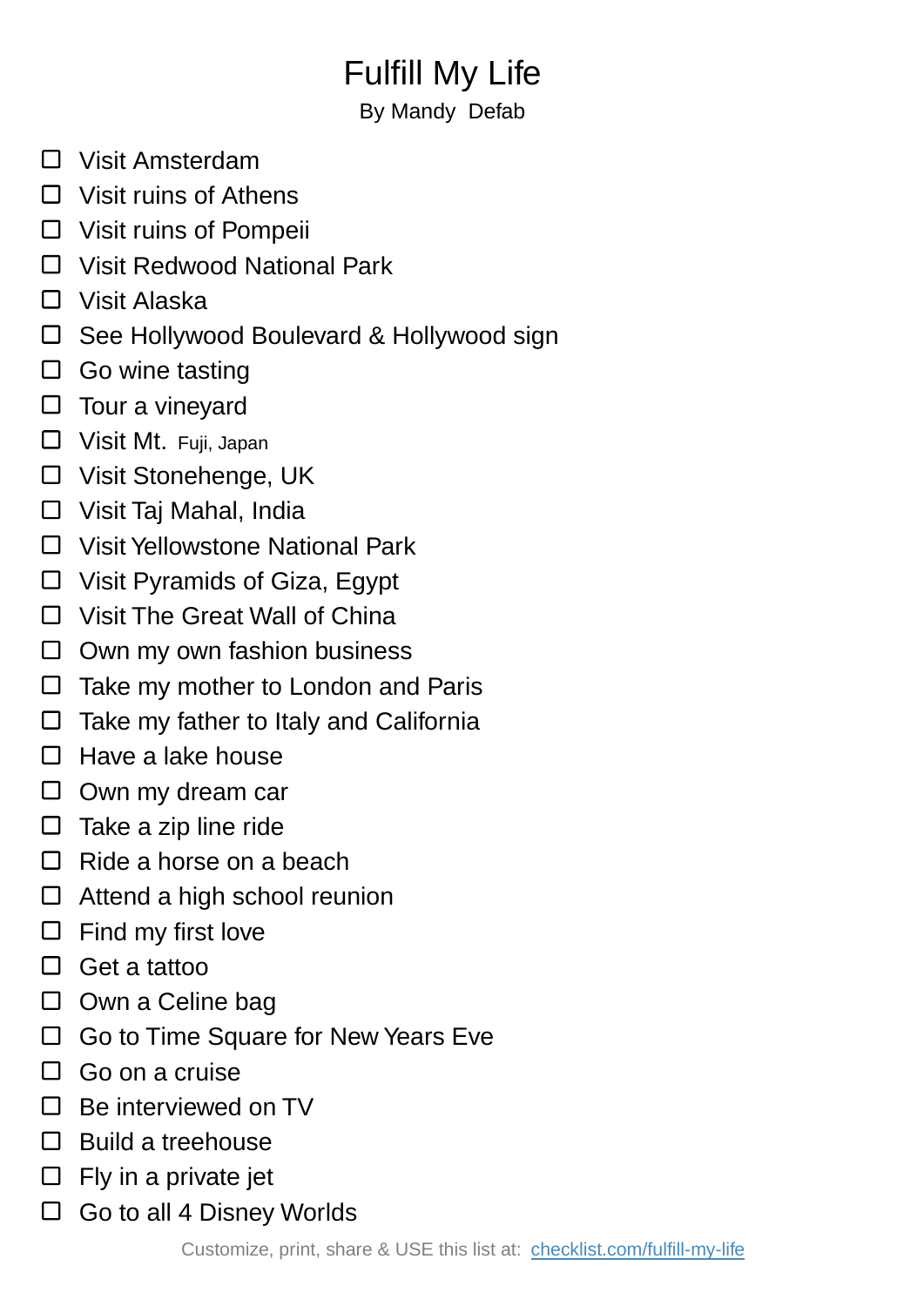# Fulfill My Life

By Mandy  Defab

- [ ] Visit Amsterdam
- [ ] Visit ruins of Athens
- [ ] Visit ruins of Pompeii
- [ ] Visit Redwood National Park
- [ ] Visit Alaska
- [ ] See Hollywood Boulevard & Hollywood sign
- [ ] Go wine tasting
- [ ] Tour a vineyard
- [ ] Visit Mt. Fuji, Japan
- [ ] Visit Stonehenge, UK
- [ ] Visit Taj Mahal, India
- [ ] Visit Yellowstone National Park
- [ ] Visit Pyramids of Giza, Egypt
- [ ] Visit The Great Wall of China
- [ ] Own my own fashion business
- [ ] Take my mother to London and Paris
- [ ] Take my father to Italy and California
- [ ] Have a lake house
- [ ] Own my dream car
- [ ] Take a zip line ride
- [ ] Ride a horse on a beach
- [ ] Attend a high school reunion
- [ ] Find my first love
- [ ] Get a tattoo
- [ ] Own a Celine bag
- [ ] Go to Time Square for New Years Eve
- [ ] Go on a cruise
- [ ] Be interviewed on TV
- [ ] Build a treehouse
- [ ] Fly in a private jet
- [ ] Go to all 4 Disney Worlds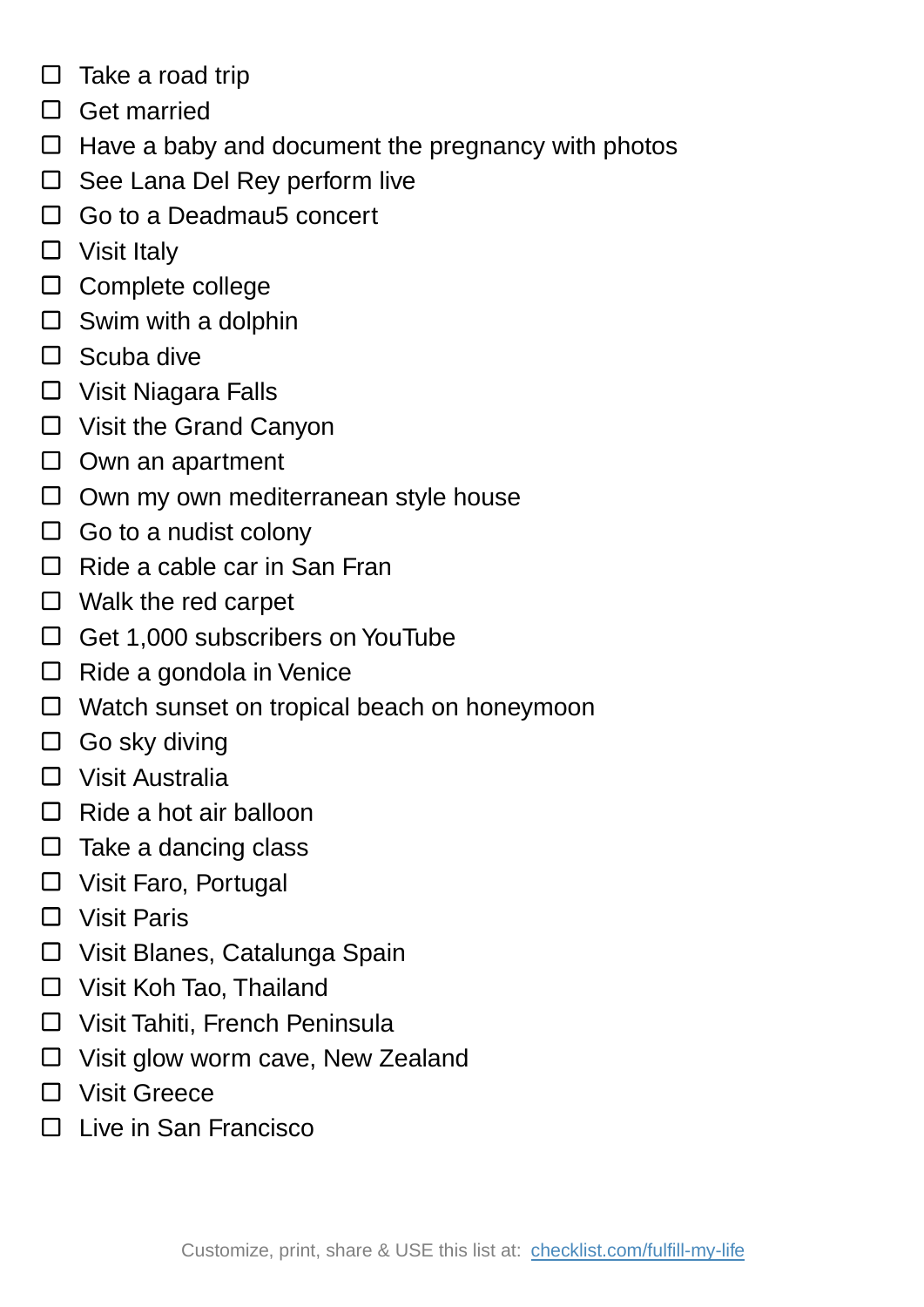- [ ] Take a road trip
- [ ] Get married
- [ ] Have a baby and document the pregnancy with photos
- [ ] See Lana Del Rey perform live
- [ ] Go to a Deadmau5 concert
- [ ] Visit Italy
- [ ] Complete college
- [ ] Swim with a dolphin
- [ ] Scuba dive
- [ ] Visit Niagara Falls
- [ ] Visit the Grand Canyon
- [ ] Own an apartment
- [ ] Own my own mediterranean style house
- [ ] Go to a nudist colony
- [ ] Ride a cable car in San Fran
- [ ] Walk the red carpet
- [ ] Get 1,000 subscribers on YouTube
- [ ] Ride a gondola in Venice
- [ ] Watch sunset on tropical beach on honeymoon
- [ ] Go sky diving
- [ ] Visit Australia
- [ ] Ride a hot air balloon
- [ ] Take a dancing class
- [ ] Visit Faro, Portugal
- [ ] Visit Paris
- [ ] Visit Blanes, Catalunga Spain
- [ ] Visit Koh Tao, Thailand
- [ ] Visit Tahiti, French Peninsula
- [ ] Visit glow worm cave, New Zealand
- [ ] Visit Greece
- [ ] Live in San Francisco

Customize, print, share & USE this list at: checklist.com/fulfill-my-life